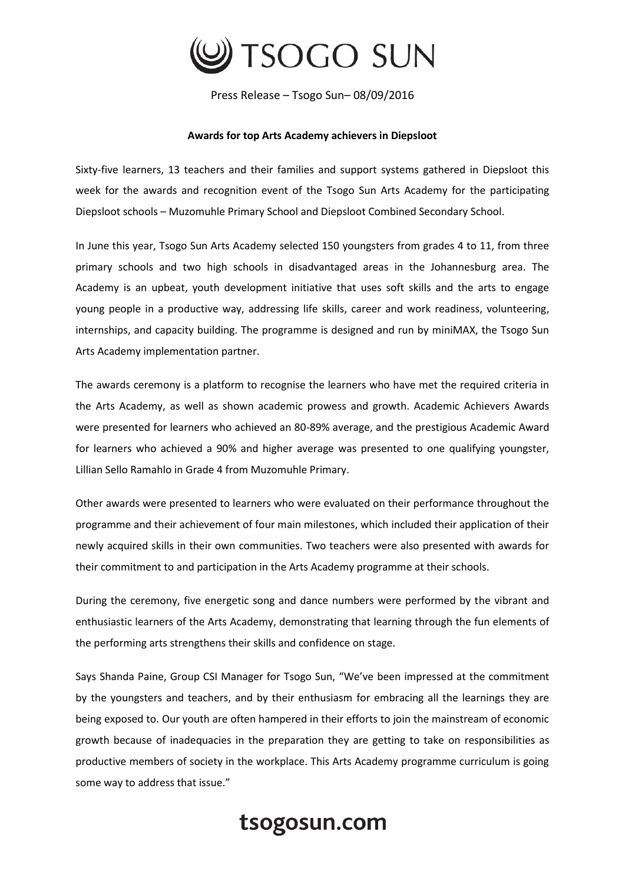Press Release – Tsogo Sun– 08/09/2016

**Awards for top Arts Academy achievers in Diepsloot**

Sixty-five learners, 13 teachers and their families and support systems gathered in Diepsloot this week for the awards and recognition event of the Tsogo Sun Arts Academy for the participating Diepsloot schools – Muzomuhle Primary School and Diepsloot Combined Secondary School.

In June this year, Tsogo Sun Arts Academy selected 150 youngsters from grades 4 to 11, from three primary schools and two high schools in disadvantaged areas in the Johannesburg area. The Academy is an upbeat, youth development initiative that uses soft skills and the arts to engage young people in a productive way, addressing life skills, career and work readiness, volunteering, internships, and capacity building. The programme is designed and run by miniMAX, the Tsogo Sun Arts Academy implementation partner.

The awards ceremony is a platform to recognise the learners who have met the required criteria in the Arts Academy, as well as shown academic prowess and growth. Academic Achievers Awards were presented for learners who achieved an 80-89% average, and the prestigious Academic Award for learners who achieved a 90% and higher average was presented to one qualifying youngster, Lillian Sello Ramahlo in Grade 4 from Muzomuhle Primary.

Other awards were presented to learners who were evaluated on their performance throughout the programme and their achievement of four main milestones, which included their application of their newly acquired skills in their own communities. Two teachers were also presented with awards for their commitment to and participation in the Arts Academy programme at their schools.

During the ceremony, five energetic song and dance numbers were performed by the vibrant and enthusiastic learners of the Arts Academy, demonstrating that learning through the fun elements of the performing arts strengthens their skills and confidence on stage.

Says Shanda Paine, Group CSI Manager for Tsogo Sun, "We've been impressed at the commitment by the youngsters and teachers, and by their enthusiasm for embracing all the learnings they are being exposed to. Our youth are often hampered in their efforts to join the mainstream of economic growth because of inadequacies in the preparation they are getting to take on responsibilities as productive members of society in the workplace. This Arts Academy programme curriculum is going some way to address that issue."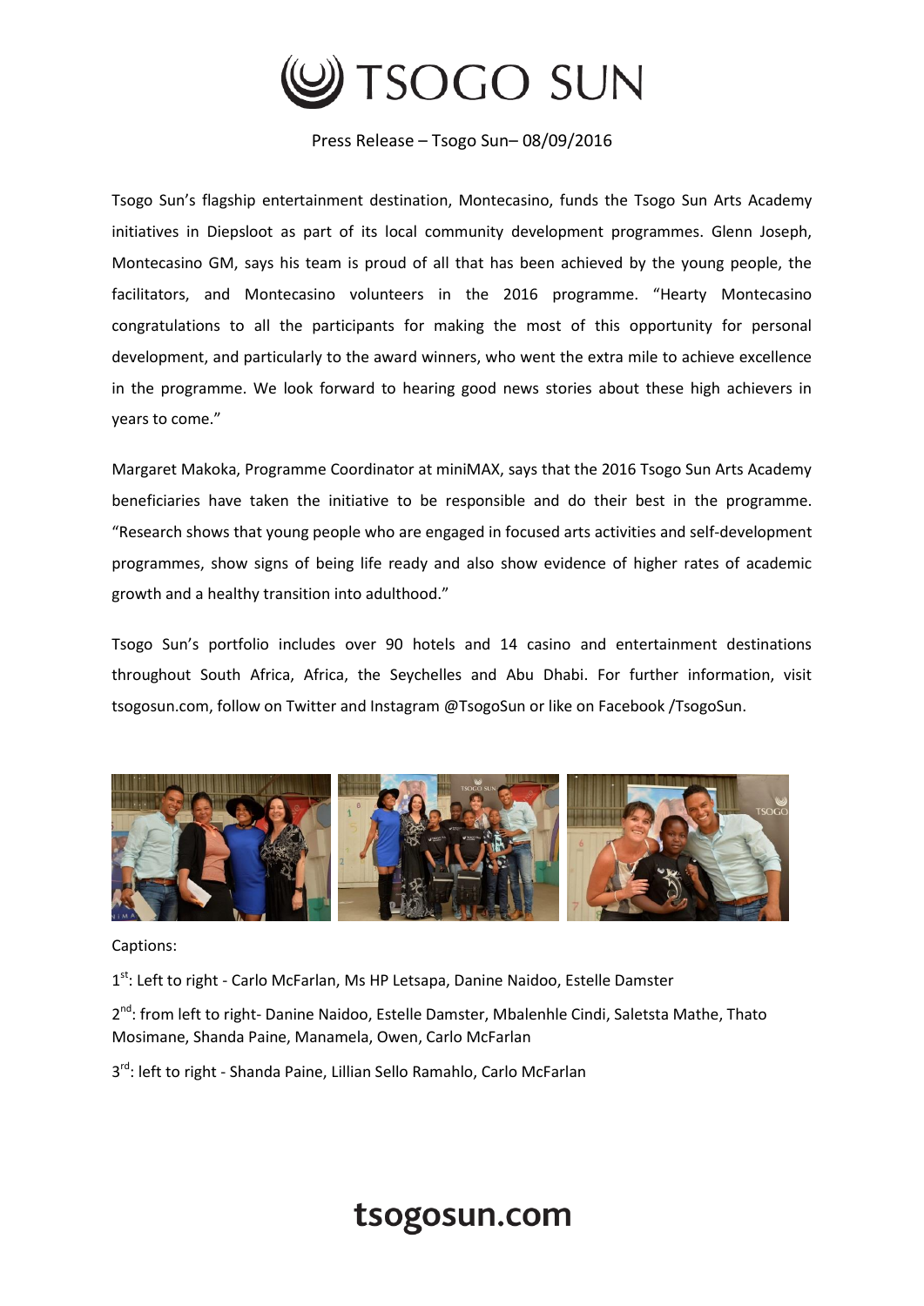# TSOGO SUN

Press Release – Tsogo Sun– 08/09/2016

Tsogo Sun's flagship entertainment destination, Montecasino, funds the Tsogo Sun Arts Academy initiatives in Diepsloot as part of its local community development programmes. Glenn Joseph, Montecasino GM, says his team is proud of all that has been achieved by the young people, the facilitators, and Montecasino volunteers in the 2016 programme. "Hearty Montecasino congratulations to all the participants for making the most of this opportunity for personal development, and particularly to the award winners, who went the extra mile to achieve excellence in the programme. We look forward to hearing good news stories about these high achievers in years to come."

Margaret Makoka, Programme Coordinator at miniMAX, says that the 2016 Tsogo Sun Arts Academy beneficiaries have taken the initiative to be responsible and do their best in the programme. "Research shows that young people who are engaged in focused arts activities and self-development programmes, show signs of being life ready and also show evidence of higher rates of academic growth and a healthy transition into adulthood."

Tsogo Sun's portfolio includes over 90 hotels and 14 casino and entertainment destinations throughout South Africa, Africa, the Seychelles and Abu Dhabi. For further information, visit tsogosun.com, follow on Twitter and Instagram @TsogoSun or like on Facebook /TsogoSun.

Captions:

1st: Left to right - Carlo McFarlan, Ms HP Letsapa, Danine Naidoo, Estelle Damster

2nd: from left to right- Danine Naidoo, Estelle Damster, Mbalenhle Cindi, Saletsta Mathe, Thato Mosimane, Shanda Paine, Manamela, Owen, Carlo McFarlan

3rd: left to right - Shanda Paine, Lillian Sello Ramahlo, Carlo McFarlan

tsogosun.com